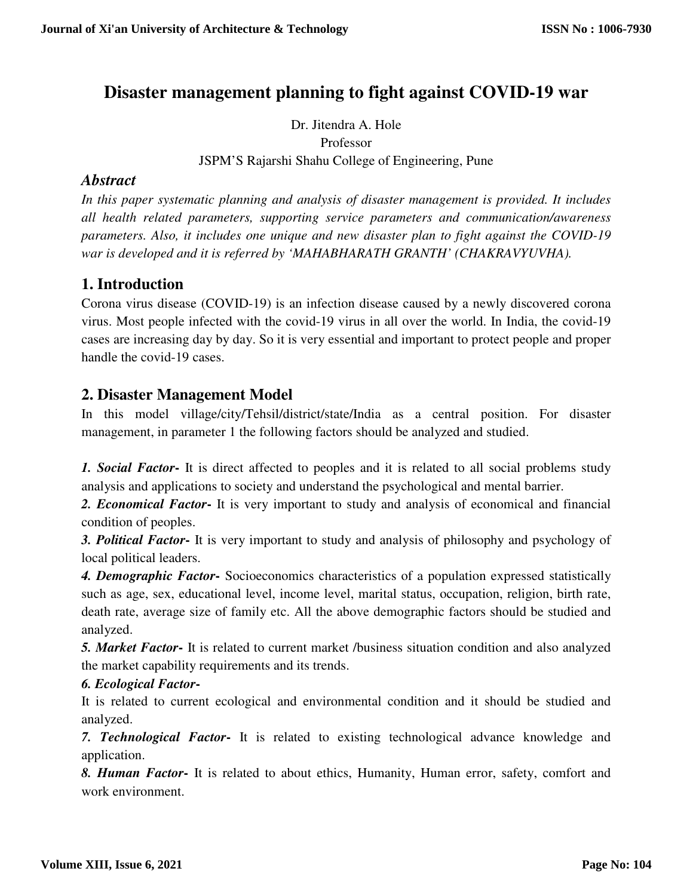# Disaster management planning to fight against COVID-19 war

Dr. Jitendra A. Hole

Professor

JSPM'S Rajarshi Shahu College of Engineering, Pune

## *Abstract*

*In this paper systematic planning and analysis of disaster management is provided. It includes all health related parameters, supporting service parameters and communication/awareness parameters. Also, it includes one unique and new disaster plan to fight against the COVID-19 war is developed and it is referred by 'MAHABHARATH GRANTH' (CHAKRAVYUVHA).*

## 1. Introduction

Corona virus disease (COVID-19) is an infection disease caused by a newly discovered corona virus. Most people infected with the covid-19 virus in all over the world. In India, the covid-19 cases are increasing day by day. So it is very essential and important to protect people and proper handle the covid-19 cases.

## 2. Disaster Management Model

In this model village/city/Tehsil/district/state/India as a central position. For disaster management, in parameter 1 the following factors should be analyzed and studied.

***1. Social Factor-*** It is direct affected to peoples and it is related to all social problems study analysis and applications to society and understand the psychological and mental barrier.

***2. Economical Factor-*** It is very important to study and analysis of economical and financial condition of peoples.

***3. Political Factor-*** It is very important to study and analysis of philosophy and psychology of local political leaders.

***4. Demographic Factor-*** Socioeconomics characteristics of a population expressed statistically such as age, sex, educational level, income level, marital status, occupation, religion, birth rate, death rate, average size of family etc. All the above demographic factors should be studied and analyzed.

***5. Market Factor-*** It is related to current market /business situation condition and also analyzed the market capability requirements and its trends.

***6. Ecological Factor-***

It is related to current ecological and environmental condition and it should be studied and analyzed.

***7. Technological Factor-*** It is related to existing technological advance knowledge and application.

***8. Human Factor-*** It is related to about ethics, Humanity, Human error, safety, comfort and work environment.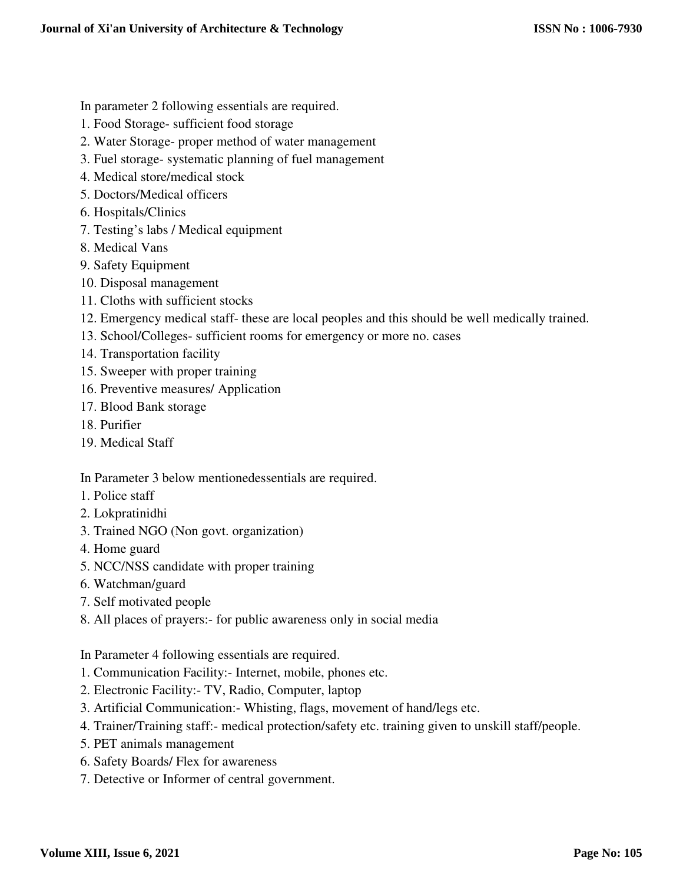In parameter 2 following essentials are required.

1. Food Storage- sufficient food storage
2. Water Storage- proper method of water management
3. Fuel storage- systematic planning of fuel management
4. Medical store/medical stock
5. Doctors/Medical officers
6. Hospitals/Clinics
7. Testing's labs / Medical equipment
8. Medical Vans
9. Safety Equipment
10. Disposal management
11. Cloths with sufficient stocks
12. Emergency medical staff- these are local peoples and this should be well medically trained.
13. School/Colleges- sufficient rooms for emergency or more no. cases
14. Transportation facility
15. Sweeper with proper training
16. Preventive measures/ Application
17. Blood Bank storage
18. Purifier
19. Medical Staff

In Parameter 3 below mentionedessentials are required.

1. Police staff
2. Lokpratinidhi
3. Trained NGO (Non govt. organization)
4. Home guard
5. NCC/NSS candidate with proper training
6. Watchman/guard
7. Self motivated people
8. All places of prayers:- for public awareness only in social media

In Parameter 4 following essentials are required.

1. Communication Facility:- Internet, mobile, phones etc.
2. Electronic Facility:- TV, Radio, Computer, laptop
3. Artificial Communication:- Whisting, flags, movement of hand/legs etc.
4. Trainer/Training staff:- medical protection/safety etc. training given to unskill staff/people.
5. PET animals management
6. Safety Boards/ Flex for awareness
7. Detective or Informer of central government.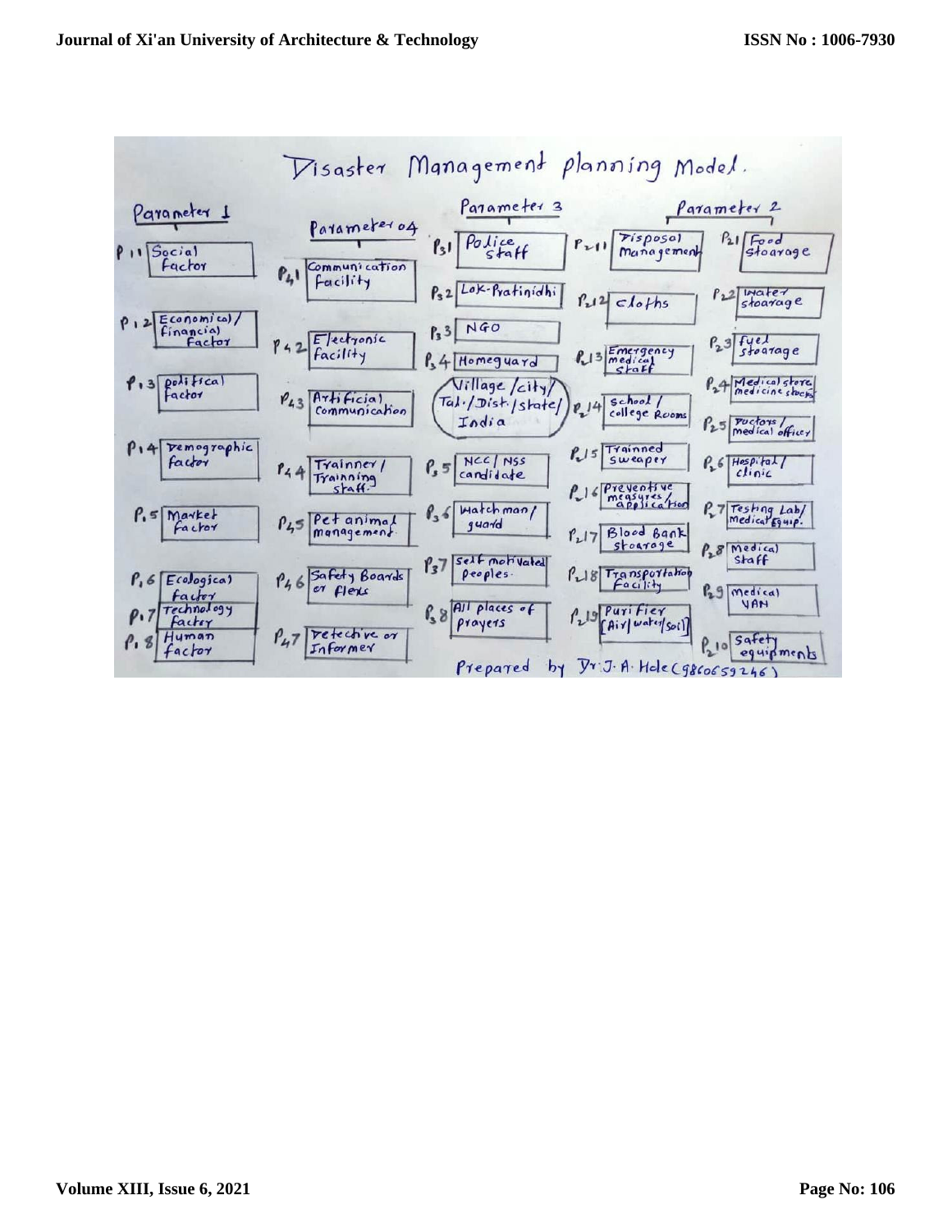# Disaster Management planning Model.

## Parameter 1

- $P_{11}$ Social Factor
- $P_{12}$ Economical / Financial Factor
- $P_{13}$ political Factor
- $P_{14}$ Demographic factor
- $P_{15}$ Market Factor
- $P_{16}$ Ecological factor
- $P_{17}$ Technology factor
- $P_{18}$ Human factor

## Parameter 04

- $P_{41}$ Communication Facility
- $P_{42}$ Electronic facility
- $P_{43}$ Artificial Communication
- $P_{44}$ Trainner / Trainning staff.
- $P_{45}$ Pet animal management.
- $P_{46}$ Safety Boards or Flexs
- $P_{47}$ Detective or Informer

## Parameter 3

- $P_{31}$ Police staff
- $P_{32}$ Lok-Pratinidhi
- $P_{33}$ NGO
- $P_{34}$ Homeguard
- Village / city / Tal. / Dist. / state / India
- $P_{35}$ NCC / NSS candidate
- $P_{36}$ Watchman / guard
- $P_{37}$ Self motivated peoples.
- $P_{38}$ All places of prayers

## Parameter 2

- $P_{211}$ Disposal management
- $P_{212}$ cloths
- $P_{213}$ Emergency medical staff
- $P_{214}$ School / college Rooms
- $P_{215}$ Trainned sweaper
- $P_{216}$ Preventive measures / application
- $P_{217}$ Blood Bank stoarage
- $P_{218}$ Transportation Facility
- $P_{219}$ Purifier [Air / water / soil]
- $P_{21}$ Food stoarage
- $P_{22}$ Water stoarage
- $P_{23}$ fuel stoarage
- $P_{24}$ Medical store / medicine stocks
- $P_{25}$ Doctors / medical officer
- $P_{26}$ Hospital / clinic
- $P_{27}$ Testing Lab / Medical Equip.
- $P_{28}$ Medical staff
- $P_{29}$ Medical VAN
- $P_{210}$ Safety equipments

Prepared by Dr. J. A. Hole (9860659246)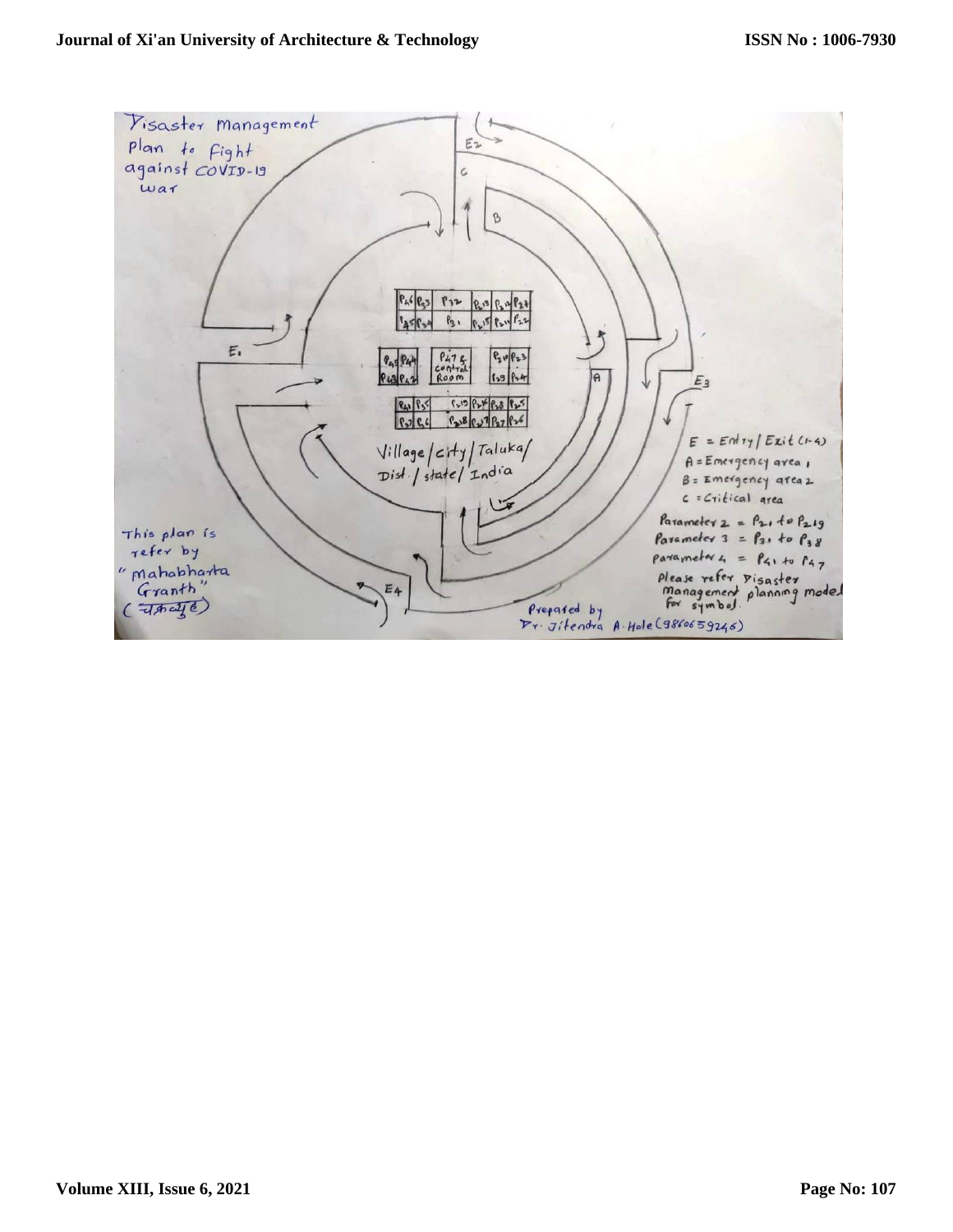Disaster management Plan to Fight against COVID-19 war

E2

C

B

E1

A

E3

P47 & Control Room

Village / City / Taluka / Dist. / State / India

E = Entry / Exit (1-4)

A = Emergency area 1

B = Emergency area 2

C = Critical area

Parameter 2 = $P_{21}$ to $P_{219}$

Parameter 3 = $P_{31}$ to $P_{38}$

Parameter 4 = $P_{41}$ to $P_{47}$

Please refer Disaster management planning model for symbol.

This plan is refer by "Mahabharta Granth" (चक्रव्युह)

E4

Prepared by Dr. Jitendra A. Hole (9860659246)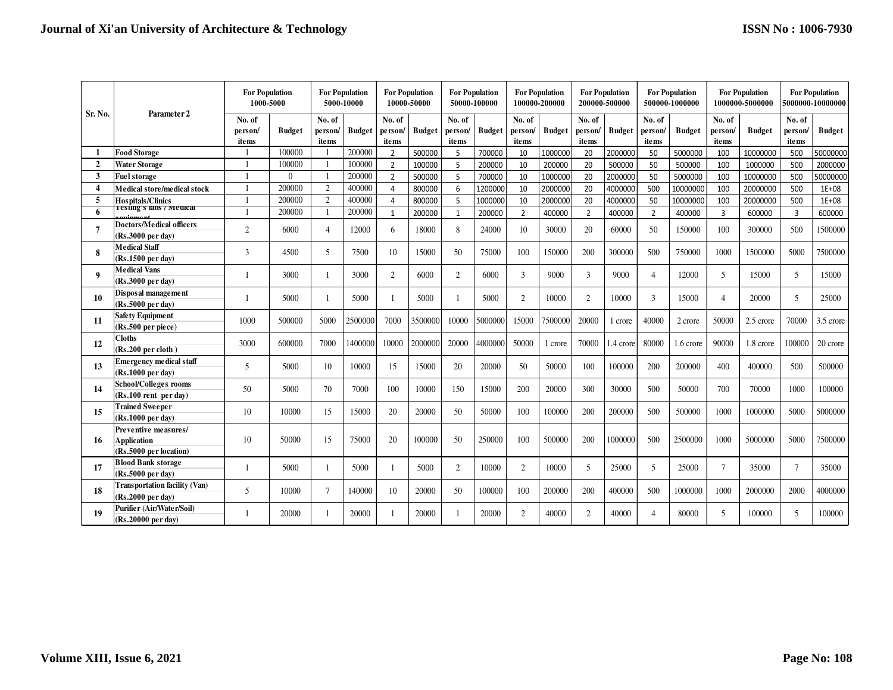| Sr. No. | Parameter 2 | For Population 1000-5000 | | For Population 5000-10000 | | For Population 10000-50000 | | For Population 50000-100000 | | For Population 100000-200000 | | For Population 200000-500000 | | For Population 500000-1000000 | | For Population 1000000-5000000 | | For Population 5000000-10000000 | |
|---|---|---|---|---|---|---|---|---|---|---|---|---|---|---|---|---|---|---|---|
| | | No. of person/ items | Budget | No. of person/ items | Budget | No. of person/ items | Budget | No. of person/ items | Budget | No. of person/ items | Budget | No. of person/ items | Budget | No. of person/ items | Budget | No. of person/ items | Budget | No. of person/ items | Budget |
| 1 | Food Storage | 1 | 100000 | 1 | 200000 | 2 | 500000 | 5 | 700000 | 10 | 1000000 | 20 | 2000000 | 50 | 5000000 | 100 | 10000000 | 500 | 50000000 |
| 2 | Water Storage | 1 | 100000 | 1 | 100000 | 2 | 100000 | 5 | 200000 | 10 | 200000 | 20 | 500000 | 50 | 500000 | 100 | 1000000 | 500 | 2000000 |
| 3 | Fuel storage | 1 | 0 | 1 | 200000 | 2 | 500000 | 5 | 700000 | 10 | 1000000 | 20 | 2000000 | 50 | 5000000 | 100 | 10000000 | 500 | 50000000 |
| 4 | Medical store/medical stock | 1 | 200000 | 2 | 400000 | 4 | 800000 | 6 | 1200000 | 10 | 2000000 | 20 | 4000000 | 500 | 10000000 | 100 | 20000000 | 500 | 1E+08 |
| 5 | Hospitals/Clinics | 1 | 200000 | 2 | 400000 | 4 | 800000 | 5 | 1000000 | 10 | 2000000 | 20 | 4000000 | 50 | 10000000 | 100 | 20000000 | 500 | 1E+08 |
| 6 | Testing's labs / Medical equipment | 1 | 200000 | 1 | 200000 | 1 | 200000 | 1 | 200000 | 2 | 400000 | 2 | 400000 | 2 | 400000 | 3 | 600000 | 3 | 600000 |
| 7 | Doctors/Medical officers (Rs.3000 per day) | 2 | 6000 | 4 | 12000 | 6 | 18000 | 8 | 24000 | 10 | 30000 | 20 | 60000 | 50 | 150000 | 100 | 300000 | 500 | 1500000 |
| 8 | Medical Staff (Rs.1500 per day) | 3 | 4500 | 5 | 7500 | 10 | 15000 | 50 | 75000 | 100 | 150000 | 200 | 300000 | 500 | 750000 | 1000 | 1500000 | 5000 | 7500000 |
| 9 | Medical Vans (Rs.3000 per day) | 1 | 3000 | 1 | 3000 | 2 | 6000 | 2 | 6000 | 3 | 9000 | 3 | 9000 | 4 | 12000 | 5 | 15000 | 5 | 15000 |
| 10 | Disposal management (Rs.5000 per day) | 1 | 5000 | 1 | 5000 | 1 | 5000 | 1 | 5000 | 2 | 10000 | 2 | 10000 | 3 | 15000 | 4 | 20000 | 5 | 25000 |
| 11 | Safety Equipment (Rs.500 per piece) | 1000 | 500000 | 5000 | 2500000 | 7000 | 3500000 | 10000 | 5000000 | 15000 | 7500000 | 20000 | 1 crore | 40000 | 2 crore | 50000 | 2.5 crore | 70000 | 3.5 crore |
| 12 | Cloths (Rs.200 per cloth ) | 3000 | 600000 | 7000 | 1400000 | 10000 | 2000000 | 20000 | 4000000 | 50000 | 1 crore | 70000 | 1.4 crore | 80000 | 1.6 crore | 90000 | 1.8 crore | 100000 | 20 crore |
| 13 | Emergency medical staff (Rs.1000 per day) | 5 | 5000 | 10 | 10000 | 15 | 15000 | 20 | 20000 | 50 | 50000 | 100 | 100000 | 200 | 200000 | 400 | 400000 | 500 | 500000 |
| 14 | School/Colleges rooms (Rs.100 rent per day) | 50 | 5000 | 70 | 7000 | 100 | 10000 | 150 | 15000 | 200 | 20000 | 300 | 30000 | 500 | 50000 | 700 | 70000 | 1000 | 100000 |
| 15 | Trained Sweeper (Rs.1000 per day) | 10 | 10000 | 15 | 15000 | 20 | 20000 | 50 | 50000 | 100 | 100000 | 200 | 200000 | 500 | 500000 | 1000 | 1000000 | 5000 | 5000000 |
| 16 | Preventive measures/ Application (Rs.5000 per location) | 10 | 50000 | 15 | 75000 | 20 | 100000 | 50 | 250000 | 100 | 500000 | 200 | 1000000 | 500 | 2500000 | 1000 | 5000000 | 5000 | 7500000 |
| 17 | Blood Bank storage (Rs.5000 per day) | 1 | 5000 | 1 | 5000 | 1 | 5000 | 2 | 10000 | 2 | 10000 | 5 | 25000 | 5 | 25000 | 7 | 35000 | 7 | 35000 |
| 18 | Transportation facility (Van) (Rs.2000 per day) | 5 | 10000 | 7 | 140000 | 10 | 20000 | 50 | 100000 | 100 | 200000 | 200 | 400000 | 500 | 1000000 | 1000 | 2000000 | 2000 | 4000000 |
| 19 | Purifier (Air/Water/Soil) (Rs.20000 per day) | 1 | 20000 | 1 | 20000 | 1 | 20000 | 1 | 20000 | 2 | 40000 | 2 | 40000 | 4 | 80000 | 5 | 100000 | 5 | 100000 |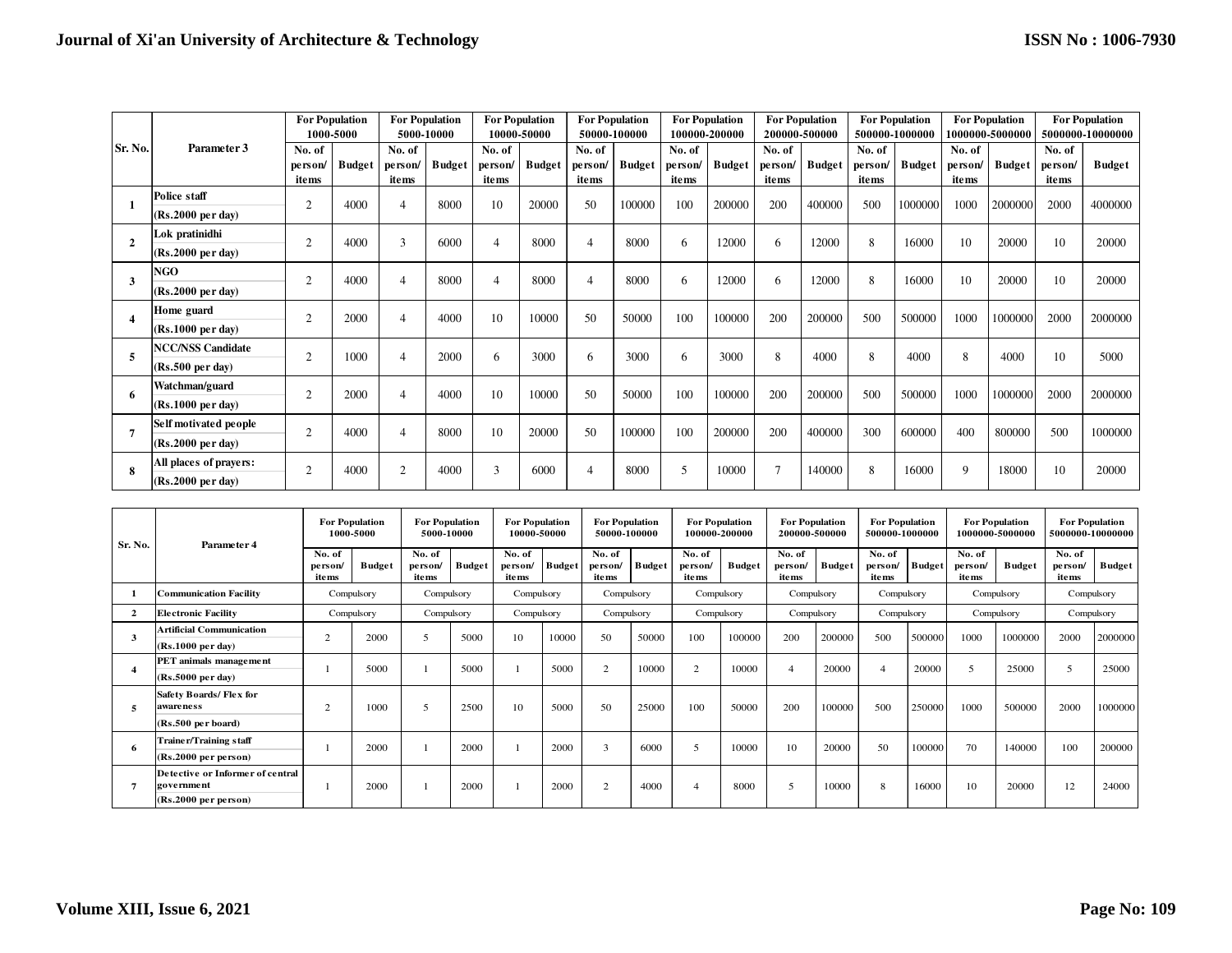| Sr. No. | Parameter 3 | For Population 1000-5000 | | For Population 5000-10000 | | For Population 10000-50000 | | For Population 50000-100000 | | For Population 100000-200000 | | For Population 200000-500000 | | For Population 500000-1000000 | | For Population 1000000-5000000 | | For Population 5000000-10000000 | |
|---|---|---|---|---|---|---|---|---|---|---|---|---|---|---|---|---|---|---|---|
| | | No. of person/ items | Budget | No. of person/ items | Budget | No. of person/ items | Budget | No. of person/ items | Budget | No. of person/ items | Budget | No. of person/ items | Budget | No. of person/ items | Budget | No. of person/ items | Budget | No. of person/ items | Budget |
| 1 | Police staff (Rs.2000 per day) | 2 | 4000 | 4 | 8000 | 10 | 20000 | 50 | 100000 | 100 | 200000 | 200 | 400000 | 500 | 1000000 | 1000 | 2000000 | 2000 | 4000000 |
| 2 | Lok pratinidhi (Rs.2000 per day) | 2 | 4000 | 3 | 6000 | 4 | 8000 | 4 | 8000 | 6 | 12000 | 6 | 12000 | 8 | 16000 | 10 | 20000 | 10 | 20000 |
| 3 | NGO (Rs.2000 per day) | 2 | 4000 | 4 | 8000 | 4 | 8000 | 4 | 8000 | 6 | 12000 | 6 | 12000 | 8 | 16000 | 10 | 20000 | 10 | 20000 |
| 4 | Home guard (Rs.1000 per day) | 2 | 2000 | 4 | 4000 | 10 | 10000 | 50 | 50000 | 100 | 100000 | 200 | 200000 | 500 | 500000 | 1000 | 1000000 | 2000 | 2000000 |
| 5 | NCC/NSS Candidate (Rs.500 per day) | 2 | 1000 | 4 | 2000 | 6 | 3000 | 6 | 3000 | 6 | 3000 | 8 | 4000 | 8 | 4000 | 8 | 4000 | 10 | 5000 |
| 6 | Watchman/guard (Rs.1000 per day) | 2 | 2000 | 4 | 4000 | 10 | 10000 | 50 | 50000 | 100 | 100000 | 200 | 200000 | 500 | 500000 | 1000 | 1000000 | 2000 | 2000000 |
| 7 | Self motivated people (Rs.2000 per day) | 2 | 4000 | 4 | 8000 | 10 | 20000 | 50 | 100000 | 100 | 200000 | 200 | 400000 | 300 | 600000 | 400 | 800000 | 500 | 1000000 |
| 8 | All places of prayers: (Rs.2000 per day) | 2 | 4000 | 2 | 4000 | 3 | 6000 | 4 | 8000 | 5 | 10000 | 7 | 140000 | 8 | 16000 | 9 | 18000 | 10 | 20000 |

| Sr. No. | Parameter 4 | For Population 1000-5000 | | For Population 5000-10000 | | For Population 10000-50000 | | For Population 50000-100000 | | For Population 100000-200000 | | For Population 200000-500000 | | For Population 500000-1000000 | | For Population 1000000-5000000 | | For Population 5000000-10000000 | |
|---|---|---|---|---|---|---|---|---|---|---|---|---|---|---|---|---|---|---|---|
| | | No. of person/ items | Budget | No. of person/ items | Budget | No. of person/ items | Budget | No. of person/ items | Budget | No. of person/ items | Budget | No. of person/ items | Budget | No. of person/ items | Budget | No. of person/ items | Budget | No. of person/ items | Budget |
| 1 | Communication Facility | Compulsory | | Compulsory | | Compulsory | | Compulsory | | Compulsory | | Compulsory | | Compulsory | | Compulsory | | Compulsory | |
| 2 | Electronic Facility | Compulsory | | Compulsory | | Compulsory | | Compulsory | | Compulsory | | Compulsory | | Compulsory | | Compulsory | | Compulsory | |
| 3 | Artificial Communication (Rs.1000 per day) | 2 | 2000 | 5 | 5000 | 10 | 10000 | 50 | 50000 | 100 | 100000 | 200 | 200000 | 500 | 500000 | 1000 | 1000000 | 2000 | 2000000 |
| 4 | PET animals management (Rs.5000 per day) | 1 | 5000 | 1 | 5000 | 1 | 5000 | 2 | 10000 | 2 | 10000 | 4 | 20000 | 4 | 20000 | 5 | 25000 | 5 | 25000 |
| 5 | Safety Boards/ Flex for awareness (Rs.500 per board) | 2 | 1000 | 5 | 2500 | 10 | 5000 | 50 | 25000 | 100 | 50000 | 200 | 100000 | 500 | 250000 | 1000 | 500000 | 2000 | 1000000 |
| 6 | Trainer/Training staff (Rs.2000 per person) | 1 | 2000 | 1 | 2000 | 1 | 2000 | 3 | 6000 | 5 | 10000 | 10 | 20000 | 50 | 100000 | 70 | 140000 | 100 | 200000 |
| 7 | Detective or Informer of central government (Rs.2000 per person) | 1 | 2000 | 1 | 2000 | 1 | 2000 | 2 | 4000 | 4 | 8000 | 5 | 10000 | 8 | 16000 | 10 | 20000 | 12 | 24000 |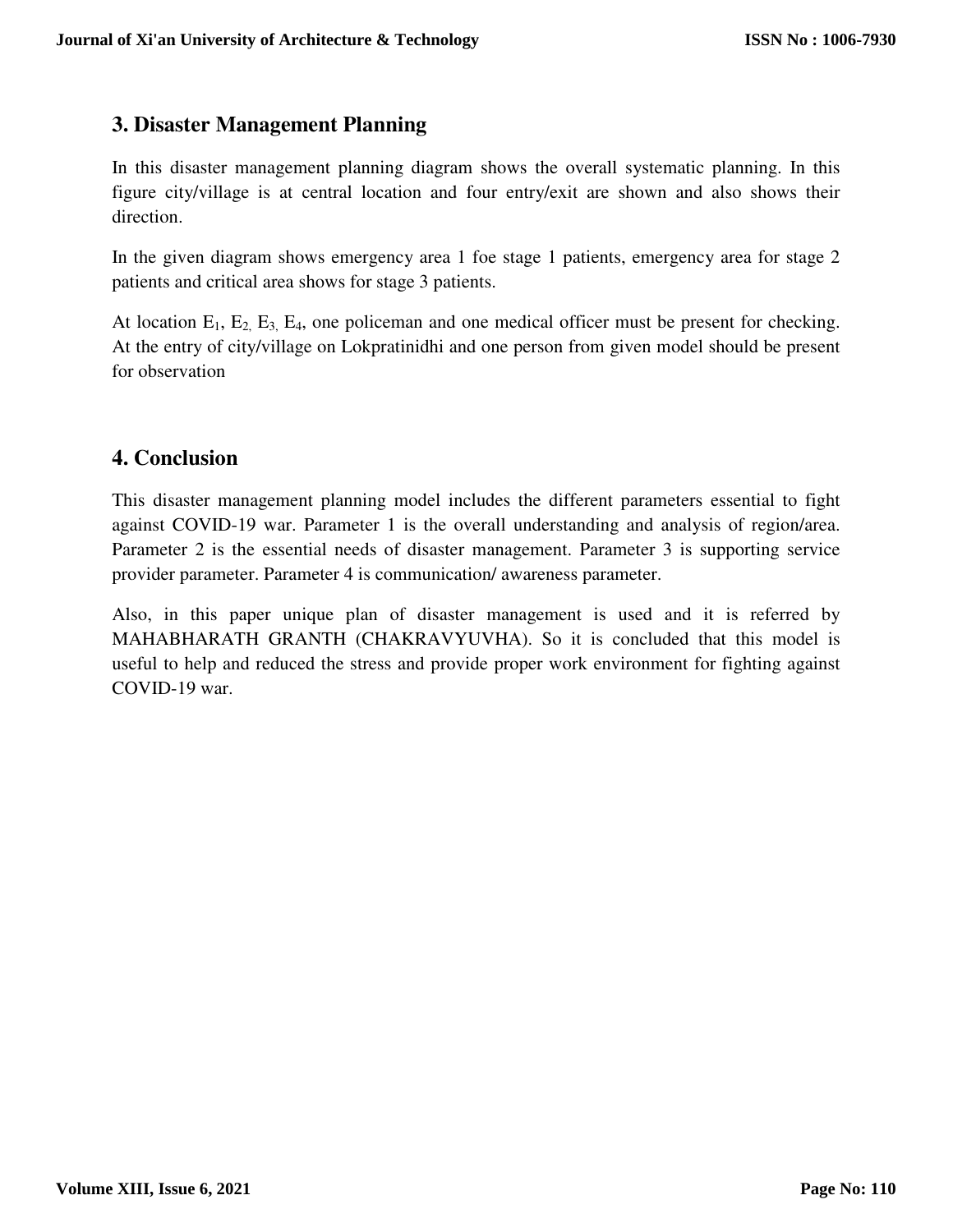## 3. Disaster Management Planning

In this disaster management planning diagram shows the overall systematic planning. In this figure city/village is at central location and four entry/exit are shown and also shows their direction.

In the given diagram shows emergency area 1 foe stage 1 patients, emergency area for stage 2 patients and critical area shows for stage 3 patients.

At location $E_1$, $E_2$, $E_3$, $E_4$, one policeman and one medical officer must be present for checking. At the entry of city/village on Lokpratinidhi and one person from given model should be present for observation

## 4. Conclusion

This disaster management planning model includes the different parameters essential to fight against COVID-19 war. Parameter 1 is the overall understanding and analysis of region/area. Parameter 2 is the essential needs of disaster management. Parameter 3 is supporting service provider parameter. Parameter 4 is communication/ awareness parameter.

Also, in this paper unique plan of disaster management is used and it is referred by MAHABHARATH GRANTH (CHAKRAVYUVHA). So it is concluded that this model is useful to help and reduced the stress and provide proper work environment for fighting against COVID-19 war.